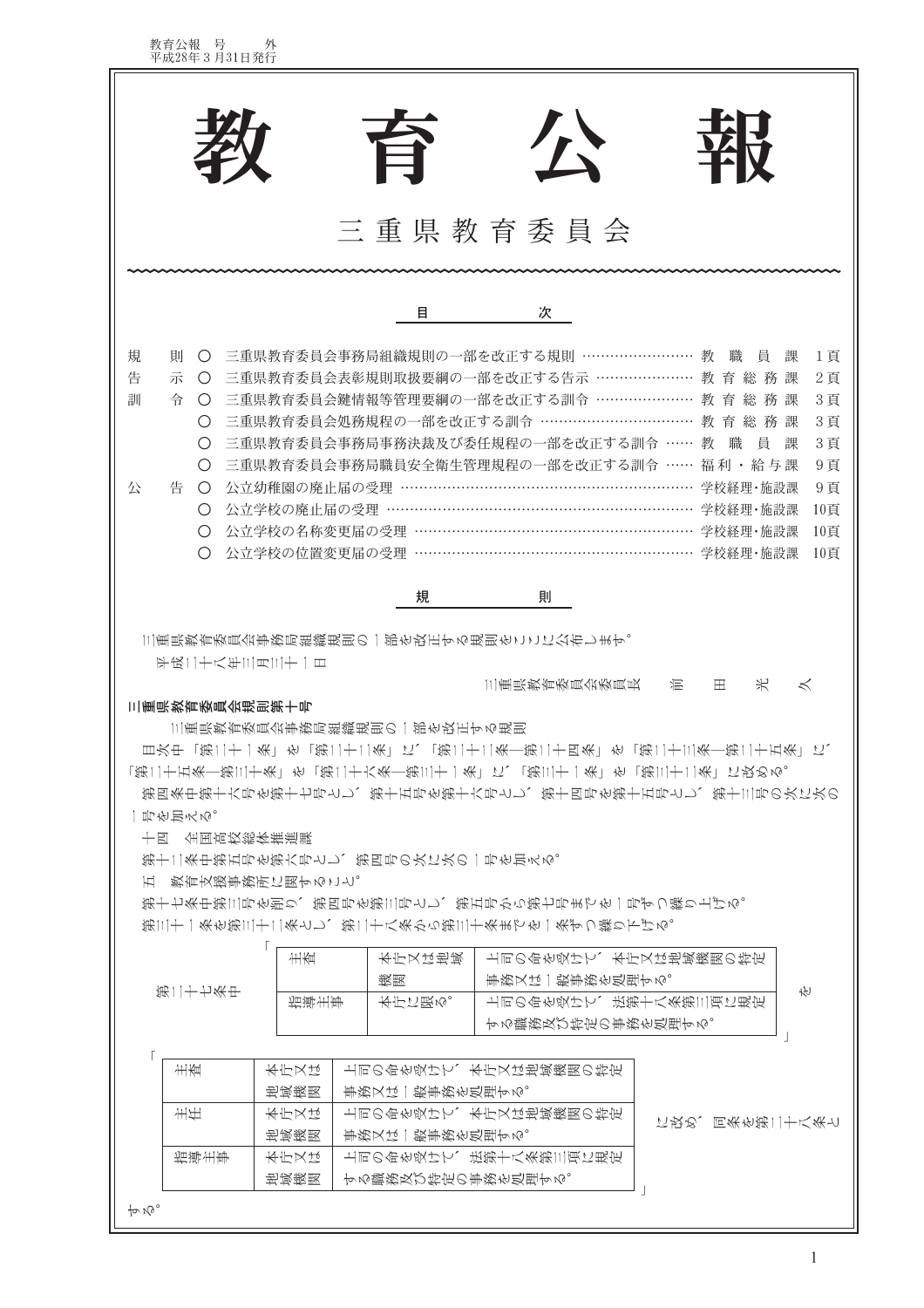# 教育公報

## 三重県教育委員会

### 目次

| | | | |
|---|---|---|---|
| 規則 | ○ 三重県教育委員会事務局組織規則の一部を改正する規則 | 教職員課 | 1頁 |
| 告示 | ○ 三重県教育委員会表彰規則取扱要綱の一部を改正する告示 | 教育総務課 | 2頁 |
| 訓令 | ○ 三重県教育委員会鍵情報等管理要綱の一部を改正する訓令 | 教育総務課 | 3頁 |
| | ○ 三重県教育委員会処務規程の一部を改正する訓令 | 教育総務課 | 3頁 |
| | ○ 三重県教育委員会事務局事務決裁及び委任規程の一部を改正する訓令 | 教職員課 | 3頁 |
| | ○ 三重県教育委員会事務局職員安全衛生管理規程の一部を改正する訓令 | 福利・給与課 | 9頁 |
| 公告 | ○ 公立幼稚園の廃止届の受理 | 学校経理・施設課 | 9頁 |
| | ○ 公立学校の廃止届の受理 | 学校経理・施設課 | 10頁 |
| | ○ 公立学校の名称変更届の受理 | 学校経理・施設課 | 10頁 |
| | ○ 公立学校の位置変更届の受理 | 学校経理・施設課 | 10頁 |

### 規則

三重県教育委員会事務局組織規則の一部を改正する規則をここに公布します。

平成二十八年三月三十一日

三重県教育委員会委員長　前田光久

**三重県教育委員会規則第十号**

三重県教育委員会事務局組織規則の一部を改正する規則

目次中「第二十一条」を「第二十二条」に、「第二十二条―第二十四条」を「第二十三条―第二十五条」に、「第二十五条―第三十条」を「第二十六条―第三十一条」に、「第三十一条」を「第三十二条」に改める。

第四条中第十六号を第十七号とし、第十五号を第十六号とし、第十四号を第十五号とし、第十三号の次に次の一号を加える。

十四　全国高校総体推進課

第十二条中第五号を第六号とし、第四号の次に次の一号を加える。

五　教育支援事務所に関すること。

第十七条中第三号を削り、第四号を第三号とし、第五号から第七号までを一号ずつ繰り上げる。

第三十一条を第三十二条とし、第二十八条から第三十条までを一条ずつ繰り下げる。

第二十七条中「

| | | |
|---|---|---|
| 主査 | 本庁又は地域機関 | 上司の命を受けて、本庁又は地域機関の特定事務又は一般事務を処理する。 |
| 指導主事 | 本庁に限る。 | 上司の命を受けて、法第十八条第三項に規定する職務及び特定の事務を処理する。 |

」を

「

| | | |
|---|---|---|
| 主査 | 本庁又は地域機関 | 上司の命を受けて、本庁又は地域機関の特定事務又は一般事務を処理する。 |
| 主任 | 本庁又は地域機関 | 上司の命を受けて、本庁又は地域機関の特定事務又は一般事務を処理する。 |
| 指導主事 | 本庁又は地域機関 | 上司の命を受けて、法第十八条第三項に規定する職務及び特定の事務を処理する。 |

」に改め、同条を第二十八条とする。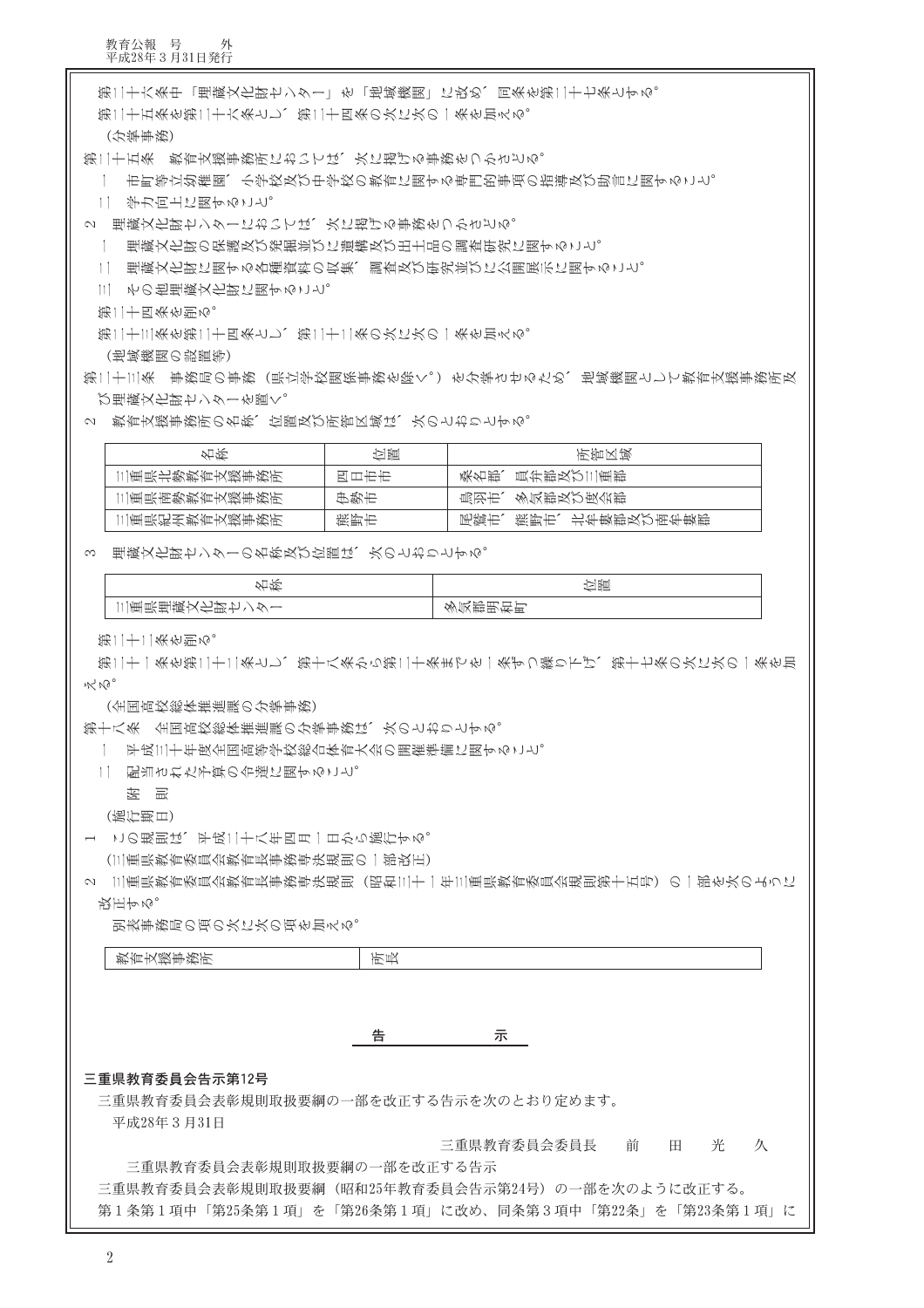第二十六条中「埋蔵文化財センター」を「地域機関」に改め、同条を第二十七条とする。

第二十五条を第二十六条とし、第二十四条の次に次の一条を加える。

（分掌事務）

第二十五条　教育支援事務所においては、次に掲げる事務をつかさどる。

一　市町等立幼稚園、小学校及び中学校の教育に関する専門的事項の指導及び助言に関すること。

二　学力向上に関すること。

2　埋蔵文化財センターにおいては、次に掲げる事務をつかさどる。

一　埋蔵文化財の保護及び発掘並びに遺構及び出土品の調査研究に関すること。

二　埋蔵文化財に関する各種資料の収集、調査及び研究並びに公開展示に関すること。

三　その他埋蔵文化財に関すること。

第二十四条を削る。

第二十三条を第二十四条とし、第二十二条の次に次の一条を加える。

（地域機関の設置等）

第二十三条　事務局の事務（県立学校関係事務を除く。）を分掌させるため、地域機関として教育支援事務所及び埋蔵文化財センターを置く。

2　教育支援事務所の名称、位置及び所管区域は、次のとおりとする。

| 名称 | 位置 | 所管区域 |
|---|---|---|
| 三重県北勢教育支援事務所 | 四日市市 | 桑名郡、員弁郡及び三重郡 |
| 三重県南勢教育支援事務所 | 伊勢市 | 鳥羽市、多気郡及び度会郡 |
| 三重県紀州教育支援事務所 | 熊野市 | 尾鷲市、熊野市、北牟婁郡及び南牟婁郡 |

3　埋蔵文化財センターの名称及び位置は、次のとおりとする。

| 名称 | 位置 |
|---|---|
| 三重県埋蔵文化財センター | 多気郡明和町 |

第二十二条を削る。

第二十一条を第二十二条とし、第十八条から第二十条までを一条ずつ繰り下げ、第十七条の次に次の一条を加える。

（全国高校総体推進課の分掌事務）

第十八条　全国高校総体推進課の分掌事務は、次のとおりとする。

一　平成三十年度全国高等学校総合体育大会の開催準備に関すること。

二　配当された予算の令達に関すること。

附　則

（施行期日）

1　この規則は、平成二十八年四月一日から施行する。

（三重県教育委員会教育長事務専決規則の一部改正）

2　三重県教育委員会教育長事務専決規則（昭和三十一年三重県教育委員会規則第十五号）の一部を次のように改正する。

別表事務局の項の次に次の項を加える。

| 教育支援事務所 | 所長 |
|---|---|

## 告　　示

**三重県教育委員会告示第12号**

三重県教育委員会表彰規則取扱要綱の一部を改正する告示を次のとおり定めます。

平成28年３月31日

三重県教育委員会委員長　　前　　田　　光　　久

三重県教育委員会表彰規則取扱要綱の一部を改正する告示

三重県教育委員会表彰規則取扱要綱（昭和25年教育委員会告示第24号）の一部を次のように改正する。

第１条第１項中「第25条第１項」を「第26条第１項」に改め、同条第３項中「第22条」を「第23条第１項」に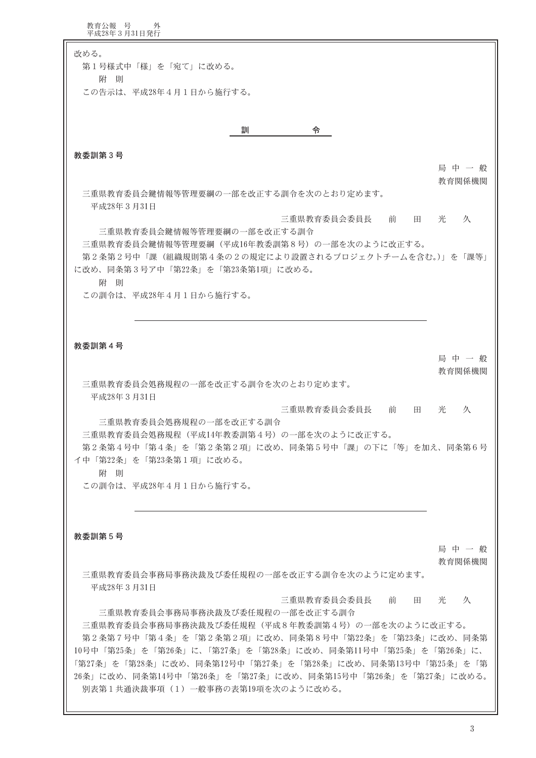改める。

第１号様式中「様」を「宛て」に改める。

附　則

この告示は、平成28年４月１日から施行する。

## 訓　令

**教委訓第３号**

局 中 一 般
教育関係機関

三重県教育委員会鍵情報等管理要綱の一部を改正する訓令を次のとおり定めます。

平成28年３月31日

三重県教育委員会委員長　前　田　光　久

三重県教育委員会鍵情報等管理要綱の一部を改正する訓令

三重県教育委員会鍵情報等管理要綱（平成16年教委訓第８号）の一部を次のように改正する。

第２条第２号中「課（組織規則第４条の２の規定により設置されるプロジェクトチームを含む。）」を「課等」に改め、同条第３号ア中「第22条」を「第23条第1項」に改める。

附　則

この訓令は、平成28年４月１日から施行する。

---

**教委訓第４号**

局 中 一 般
教育関係機関

三重県教育委員会処務規程の一部を改正する訓令を次のとおり定めます。

平成28年３月31日

三重県教育委員会委員長　前　田　光　久

三重県教育委員会処務規程の一部を改正する訓令

三重県教育委員会処務規程（平成14年教委訓第４号）の一部を次のように改正する。

第２条第４号中「第４条」を「第２条第２項」に改め、同条第５号中「課」の下に「等」を加え、同条第６号イ中「第22条」を「第23条第１項」に改める。

附　則

この訓令は、平成28年４月１日から施行する。

---

**教委訓第５号**

局 中 一 般
教育関係機関

三重県教育委員会事務局事務決裁及び委任規程の一部を改正する訓令を次のように定めます。

平成28年３月31日

三重県教育委員会委員長　前　田　光　久

三重県教育委員会事務局事務決裁及び委任規程の一部を改正する訓令

三重県教育委員会事務局事務決裁及び委任規程（平成８年教委訓第４号）の一部を次のように改正する。

第２条第７号中「第４条」を「第２条第２項」に改め、同条第８号中「第22条」を「第23条」に改め、同条第10号中「第25条」を「第26条」に、「第27条」を「第28条」に改め、同条第11号中「第25条」を「第26条」に、「第27条」を「第28条」に改め、同条第12号中「第27条」を「第28条」に改め、同条第13号中「第25条」を「第26条」に改め、同条第14号中「第26条」を「第27条」に改め、同条第15号中「第26条」を「第27条」に改める。

別表第１共通決裁事項（１）一般事務の表第19項を次のように改める。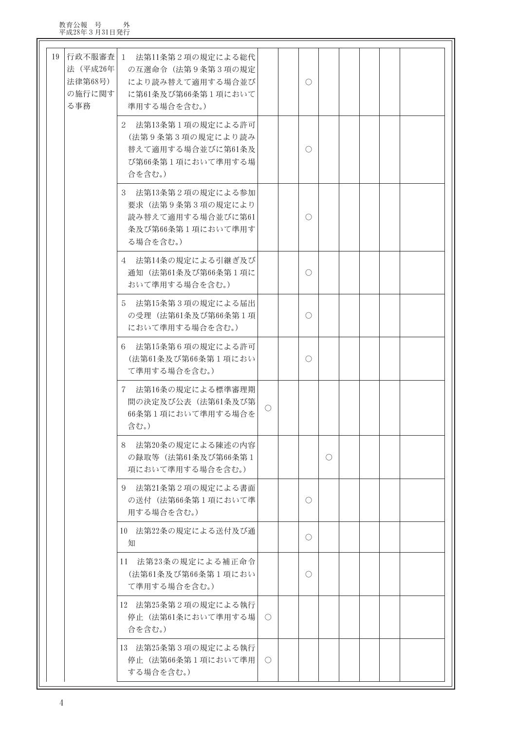| | | | | | | | | | | |
|---|---|---|---|---|---|---|---|---|---|---|
| 19 | 行政不服審査法（平成26年法律第68号）の施行に関する事務 | 1　法第11条第２項の規定による総代の互選命令（法第９条第３項の規定により読み替えて適用する場合並びに第61条及び第66条第１項において準用する場合を含む。） | | | ○ | | | | | |
| | | 2　法第13条第１項の規定による許可（法第９条第３項の規定により読み替えて適用する場合並びに第61条及び第66条第１項において準用する場合を含む。） | | | ○ | | | | | |
| | | 3　法第13条第２項の規定による参加要求（法第９条第３項の規定により読み替えて適用する場合並びに第61条及び第66条第１項において準用する場合を含む。） | | | ○ | | | | | |
| | | 4　法第14条の規定による引継ぎ及び通知（法第61条及び第66条第１項において準用する場合を含む。） | | | ○ | | | | | |
| | | 5　法第15条第３項の規定による届出の受理（法第61条及び第66条第１項において準用する場合を含む。） | | | ○ | | | | | |
| | | 6　法第15条第６項の規定による許可（法第61条及び第66条第１項において準用する場合を含む。） | | | ○ | | | | | |
| | | 7　法第16条の規定による標準審理期間の決定及び公表（法第61条及び第66条第１項において準用する場合を含む。） | ○ | | | | | | | |
| | | 8　法第20条の規定による陳述の内容の録取等（法第61条及び第66条第１項において準用する場合を含む。） | | | | ○ | | | | |
| | | 9　法第21条第２項の規定による書面の送付（法第66条第１項において準用する場合を含む。） | | | ○ | | | | | |
| | | 10　法第22条の規定による送付及び通知 | | | ○ | | | | | |
| | | 11　法第23条の規定による補正命令（法第61条及び第66条第１項において準用する場合を含む。） | | | ○ | | | | | |
| | | 12　法第25条第２項の規定による執行停止（法第61条において準用する場合を含む。） | ○ | | | | | | | |
| | | 13　法第25条第３項の規定による執行停止（法第66条第１項において準用する場合を含む。） | ○ | | | | | | | |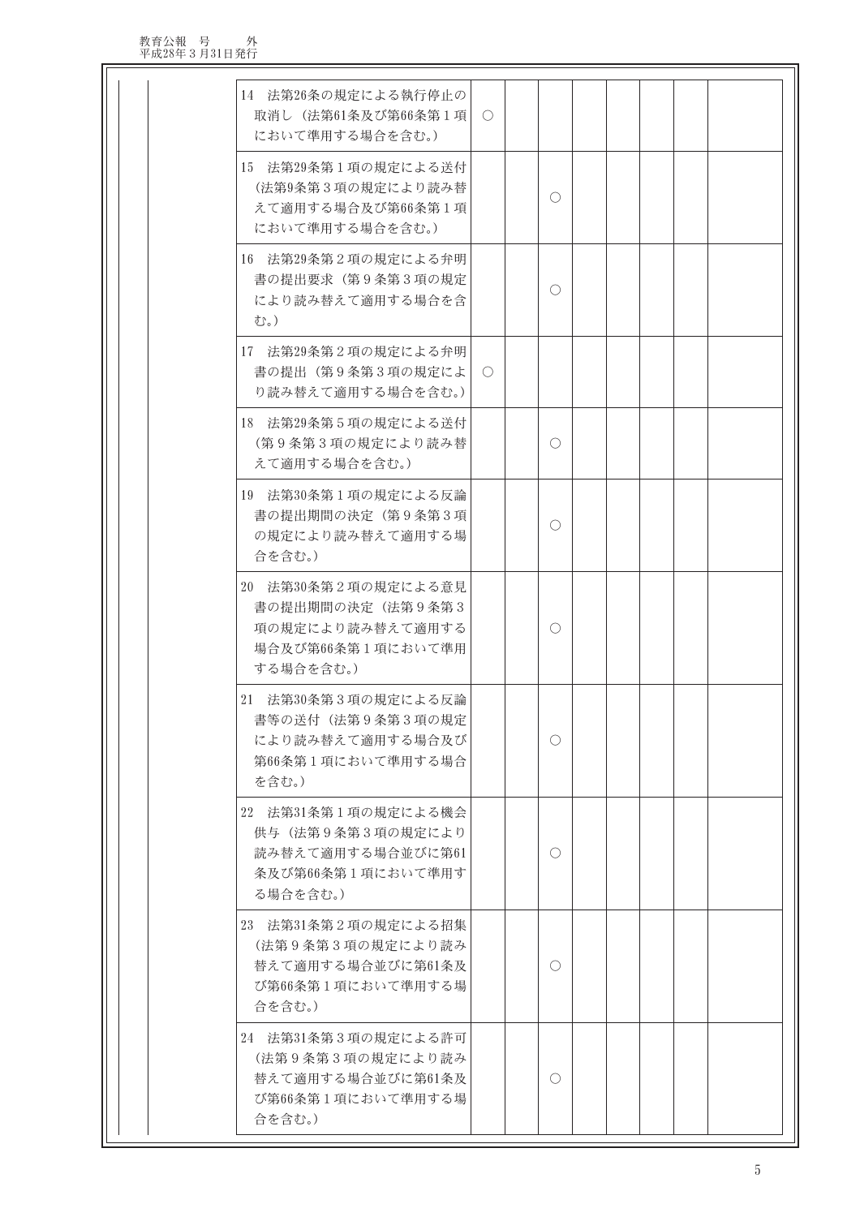| | | | | | | | | | | |
|---|---|---|---|---|---|---|---|---|---|---|
| | | 14　法第26条の規定による執行停止の取消し（法第61条及び第66条第１項において準用する場合を含む。） | ○ | | | | | | | |
| | | 15　法第29条第１項の規定による送付（法第9条第３項の規定により読み替えて適用する場合及び第66条第１項において準用する場合を含む。） | | ○ | | | | | | |
| | | 16　法第29条第２項の規定による弁明書の提出要求（第９条第３項の規定により読み替えて適用する場合を含む。） | | ○ | | | | | | |
| | | 17　法第29条第２項の規定による弁明書の提出（第９条第３項の規定により読み替えて適用する場合を含む。） | ○ | | | | | | | |
| | | 18　法第29条第５項の規定による送付（第９条第３項の規定により読み替えて適用する場合を含む。） | | ○ | | | | | | |
| | | 19　法第30条第１項の規定による反論書の提出期間の決定（第９条第３項の規定により読み替えて適用する場合を含む。） | | ○ | | | | | | |
| | | 20　法第30条第２項の規定による意見書の提出期間の決定（法第９条第３項の規定により読み替えて適用する場合及び第66条第１項において準用する場合を含む。） | | ○ | | | | | | |
| | | 21　法第30条第３項の規定による反論書等の送付（法第９条第３項の規定により読み替えて適用する場合及び第66条第１項において準用する場合を含む。） | | ○ | | | | | | |
| | | 22　法第31条第１項の規定による機会供与（法第９条第３項の規定により読み替えて適用する場合並びに第61条及び第66条第１項において準用する場合を含む。） | | ○ | | | | | | |
| | | 23　法第31条第２項の規定による招集（法第９条第３項の規定により読み替えて適用する場合並びに第61条及び第66条第１項において準用する場合を含む。） | | ○ | | | | | | |
| | | 24　法第31条第３項の規定による許可（法第９条第３項の規定により読み替えて適用する場合並びに第61条及び第66条第１項において準用する場合を含む。） | | ○ | | | | | | |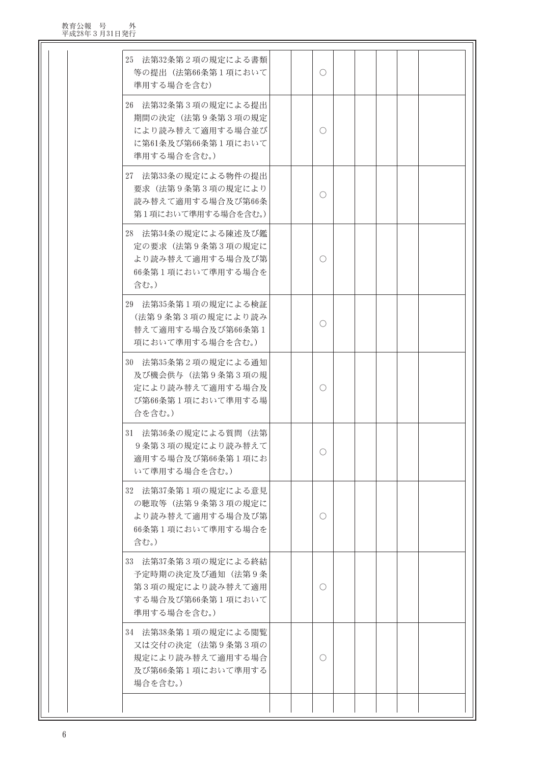| | | | | | | | | | | |
|---|---|---|---|---|---|---|---|---|---|---|
| | | 25　法第32条第２項の規定による書類等の提出（法第66条第１項において準用する場合を含む） | | | ○ | | | | | |
| | | 26　法第32条第３項の規定による提出期間の決定（法第９条第３項の規定により読み替えて適用する場合並びに第61条及び第66条第１項において準用する場合を含む。） | | | ○ | | | | | |
| | | 27　法第33条の規定による物件の提出要求（法第９条第３項の規定により読み替えて適用する場合及び第66条第１項において準用する場合を含む。） | | | ○ | | | | | |
| | | 28　法第34条の規定による陳述及び鑑定の要求（法第９条第３項の規定により読み替えて適用する場合及び第66条第１項において準用する場合を含む。） | | | ○ | | | | | |
| | | 29　法第35条第１項の規定による検証（法第９条第３項の規定により読み替えて適用する場合及び第66条第１項において準用する場合を含む。） | | | ○ | | | | | |
| | | 30　法第35条第２項の規定による通知及び機会供与（法第９条第３項の規定により読み替えて適用する場合及び第66条第１項において準用する場合を含む。） | | | ○ | | | | | |
| | | 31　法第36条の規定による質問（法第９条第３項の規定により読み替えて適用する場合及び第66条第１項において準用する場合を含む。） | | | ○ | | | | | |
| | | 32　法第37条第１項の規定による意見の聴取等（法第９条第３項の規定により読み替えて適用する場合及び第66条第１項において準用する場合を含む。） | | | ○ | | | | | |
| | | 33　法第37条第３項の規定による終結予定時期の決定及び通知（法第９条第３項の規定により読み替えて適用する場合及び第66条第１項において準用する場合を含む。） | | | ○ | | | | | |
| | | 34　法第38条第１項の規定による閲覧又は交付の決定（法第９条第３項の規定により読み替えて適用する場合及び第66条第１項において準用する場合を含む。） | | | ○ | | | | | |
| | | | | | | | | | | |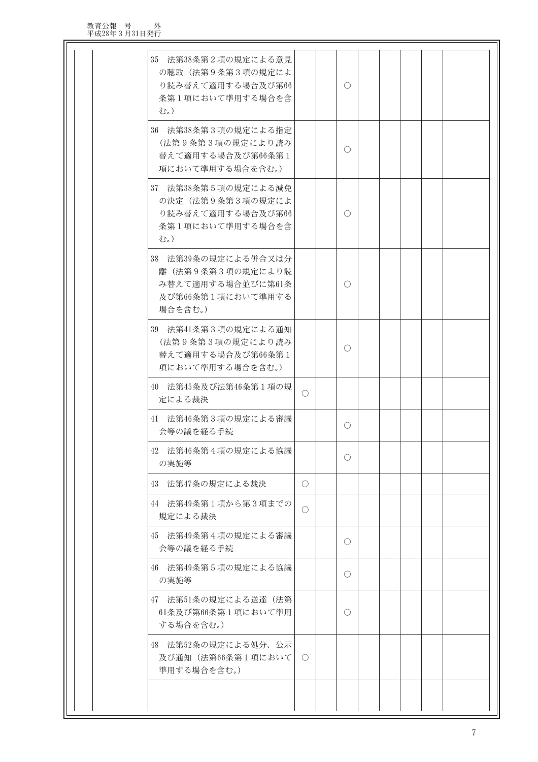| | | | | | | | | | | |
|---|---|---|---|---|---|---|---|---|---|---|
| | | 35　法第38条第２項の規定による意見の聴取（法第９条第３項の規定により読み替えて適用する場合及び第66条第１項において準用する場合を含む。） | | | ○ | | | | | |
| | | 36　法第38条第３項の規定による指定（法第９条第３項の規定により読み替えて適用する場合及び第66条第１項において準用する場合を含む。） | | | ○ | | | | | |
| | | 37　法第38条第５項の規定による減免の決定（法第９条第３項の規定により読み替えて適用する場合及び第66条第１項において準用する場合を含む。） | | | ○ | | | | | |
| | | 38　法第39条の規定による併合又は分離（法第９条第３項の規定により読み替えて適用する場合並びに第61条及び第66条第１項において準用する場合を含む。） | | | ○ | | | | | |
| | | 39　法第41条第３項の規定による通知（法第９条第３項の規定により読み替えて適用する場合及び第66条第１項において準用する場合を含む。） | | | ○ | | | | | |
| | | 40　法第45条及び法第46条第１項の規定による裁決 | ○ | | | | | | | |
| | | 41　法第46条第３項の規定による審議会等の議を経る手続 | | | ○ | | | | | |
| | | 42　法第46条第４項の規定による協議の実施等 | | | ○ | | | | | |
| | | 43　法第47条の規定による裁決 | ○ | | | | | | | |
| | | 44　法第49条第１項から第３項までの規定による裁決 | ○ | | | | | | | |
| | | 45　法第49条第４項の規定による審議会等の議を経る手続 | | | ○ | | | | | |
| | | 46　法第49条第５項の規定による協議の実施等 | | | ○ | | | | | |
| | | 47　法第51条の規定による送達（法第61条及び第66条第１項において準用する場合を含む。） | | | ○ | | | | | |
| | | 48　法第52条の規定による処分、公示及び通知（法第66条第１項において準用する場合を含む。） | ○ | | | | | | | |
| | | | | | | | | | | |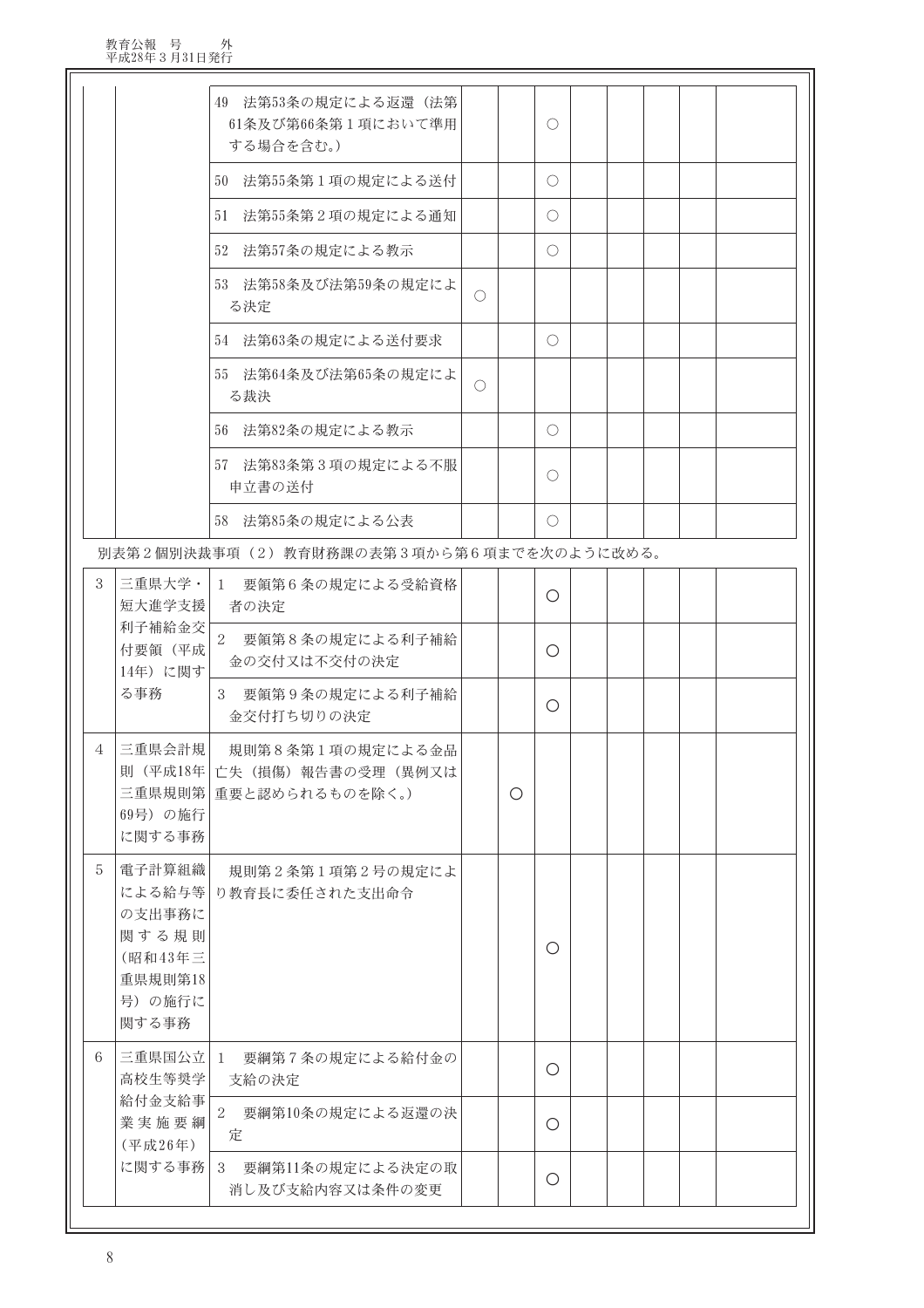| | | | | | | | | | | |
|---|---|---|---|---|---|---|---|---|---|---|
| | | 49　法第53条の規定による返還（法第61条及び第66条第１項において準用する場合を含む。） | | | ○ | | | | | |
| | | 50　法第55条第１項の規定による送付 | | | ○ | | | | | |
| | | 51　法第55条第２項の規定による通知 | | | ○ | | | | | |
| | | 52　法第57条の規定による教示 | | | ○ | | | | | |
| | | 53　法第58条及び法第59条の規定による決定 | ○ | | | | | | | |
| | | 54　法第63条の規定による送付要求 | | | ○ | | | | | |
| | | 55　法第64条及び法第65条の規定による裁決 | ○ | | | | | | | |
| | | 56　法第82条の規定による教示 | | | ○ | | | | | |
| | | 57　法第83条第３項の規定による不服申立書の送付 | | | ○ | | | | | |
| | | 58　法第85条の規定による公表 | | | ○ | | | | | |

別表第２個別決裁事項（２）教育財務課の表第３項から第６項までを次のように改める。

| | | | | | | | | | | |
|---|---|---|---|---|---|---|---|---|---|---|
| 3 | 三重県大学・短大進学支援利子補給金交付要領（平成14年）に関する事務 | 1　要領第６条の規定による受給資格者の決定 | | | ○ | | | | | |
| | | 2　要領第８条の規定による利子補給金の交付又は不交付の決定 | | | ○ | | | | | |
| | | 3　要領第９条の規定による利子補給金交付打ち切りの決定 | | | ○ | | | | | |
| 4 | 三重県会計規則（平成18年三重県規則第69号）の施行に関する事務 | 規則第８条第１項の規定による金品亡失（損傷）報告書の受理（異例又は重要と認められるものを除く。） | | ○ | | | | | | |
| 5 | 電子計算組織による給与等の支出事務に関する規則（昭和43年三重県規則第18号）の施行に関する事務 | 規則第２条第１項第２号の規定により教育長に委任された支出命令 | | | ○ | | | | | |
| 6 | 三重県国公立高校生等奨学給付金支給事業実施要綱（平成26年）に関する事務 | 1　要綱第７条の規定による給付金の支給の決定 | | | ○ | | | | | |
| | | 2　要綱第10条の規定による返還の決定 | | | ○ | | | | | |
| | | 3　要綱第11条の規定による決定の取消し及び支給内容又は条件の変更 | | | ○ | | | | | |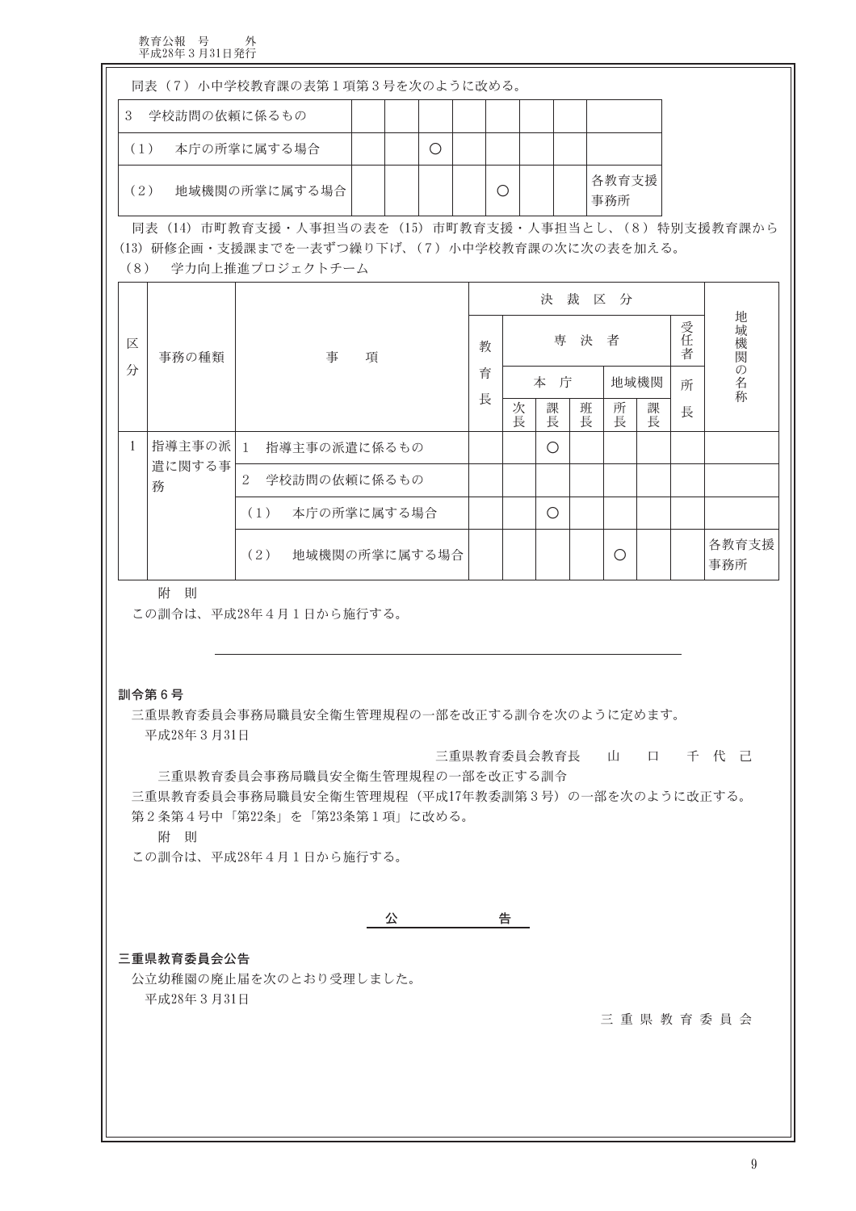同表（7）小中学校教育課の表第1項第3号を次のように改める。

| | | | | | | | | |
|---|---|---|---|---|---|---|---|---|
| 3　学校訪問の依頼に係るもの | | | | | | | | |
| （1）　本庁の所掌に属する場合 | | | ○ | | | | | |
| （2）　地域機関の所掌に属する場合 | | | | | ○ | | | 各教育支援事務所 |

同表（14）市町教育支援・人事担当の表を（15）市町教育支援・人事担当とし、（8）特別支援教育課から（13）研修企画・支援課までを一表ずつ繰り下げ、（7）小中学校教育課の次に次の表を加える。

（8）　学力向上推進プロジェクトチーム

| 区分 | 事務の種類 | 事　項 | 決裁区分 | | | | | | | 地域機関の名称 |
|---|---|---|---|---|---|---|---|---|---|---|
| | | | 教育長 | 専決者 | | | | | 受任者 | |
| | | | | 本庁 | | | 地域機関 | | 所長 | |
| | | | | 次長 | 課長 | 班長 | 所長 | 課長 | | |
| 1 | 指導主事の派遣に関する事務 | 1　指導主事の派遣に係るもの | | | ○ | | | | | |
| | | 2　学校訪問の依頼に係るもの | | | | | | | | |
| | | （1）　本庁の所掌に属する場合 | | | ○ | | | | | |
| | | （2）　地域機関の所掌に属する場合 | | | | | ○ | | | 各教育支援事務所 |

附　則

この訓令は、平成28年4月1日から施行する。

---

**訓令第6号**

三重県教育委員会事務局職員安全衛生管理規程の一部を改正する訓令を次のように定めます。

平成28年3月31日

三重県教育委員会教育長　　山　口　千代己

三重県教育委員会事務局職員安全衛生管理規程の一部を改正する訓令

三重県教育委員会事務局職員安全衛生管理規程（平成17年教委訓第3号）の一部を次のように改正する。

第2条第4号中「第22条」を「第23条第1項」に改める。

附　則

この訓令は、平成28年4月1日から施行する。

## 公　告

**三重県教育委員会公告**

公立幼稚園の廃止届を次のとおり受理しました。

平成28年3月31日

三重県教育委員会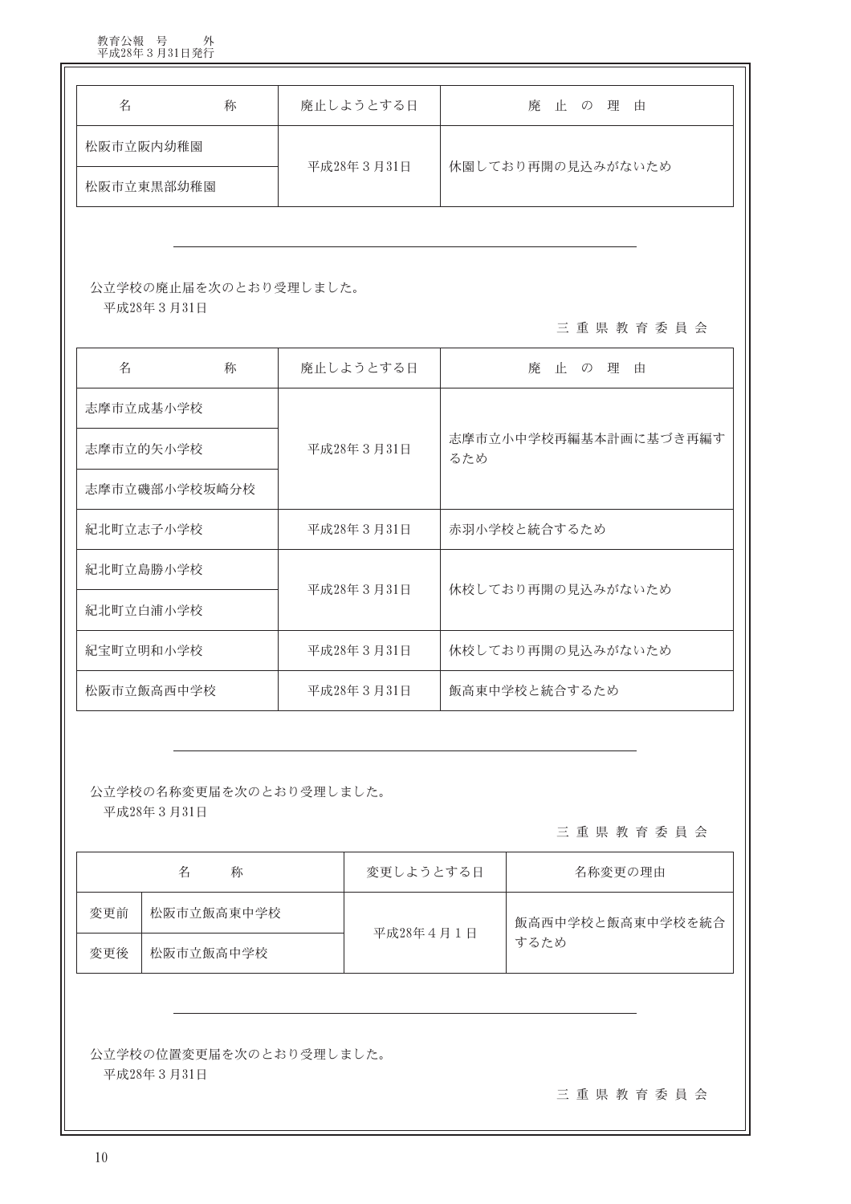| 名　　称 | 廃止しようとする日 | 廃止の理由 |
| --- | --- | --- |
| 松阪市立阪内幼稚園 | 平成28年３月31日 | 休園しており再開の見込みがないため |
| 松阪市立東黒部幼稚園 | | |

---

公立学校の廃止届を次のとおり受理しました。

平成28年３月31日

三重県教育委員会

| 名　　称 | 廃止しようとする日 | 廃止の理由 |
| --- | --- | --- |
| 志摩市立成基小学校 | 平成28年３月31日 | 志摩市立小中学校再編基本計画に基づき再編するため |
| 志摩市立的矢小学校 | | |
| 志摩市立磯部小学校坂崎分校 | | |
| 紀北町立志子小学校 | 平成28年３月31日 | 赤羽小学校と統合するため |
| 紀北町立島勝小学校 | 平成28年３月31日 | 休校しており再開の見込みがないため |
| 紀北町立白浦小学校 | | |
| 紀宝町立明和小学校 | 平成28年３月31日 | 休校しており再開の見込みがないため |
| 松阪市立飯高西中学校 | 平成28年３月31日 | 飯高東中学校と統合するため |

---

公立学校の名称変更届を次のとおり受理しました。

平成28年３月31日

三重県教育委員会

| 名　　称 | | 変更しようとする日 | 名称変更の理由 |
| --- | --- | --- | --- |
| 変更前 | 松阪市立飯高東中学校 | 平成28年４月１日 | 飯高西中学校と飯高東中学校を統合するため |
| 変更後 | 松阪市立飯高中学校 | | |

---

公立学校の位置変更届を次のとおり受理しました。

平成28年３月31日

三重県教育委員会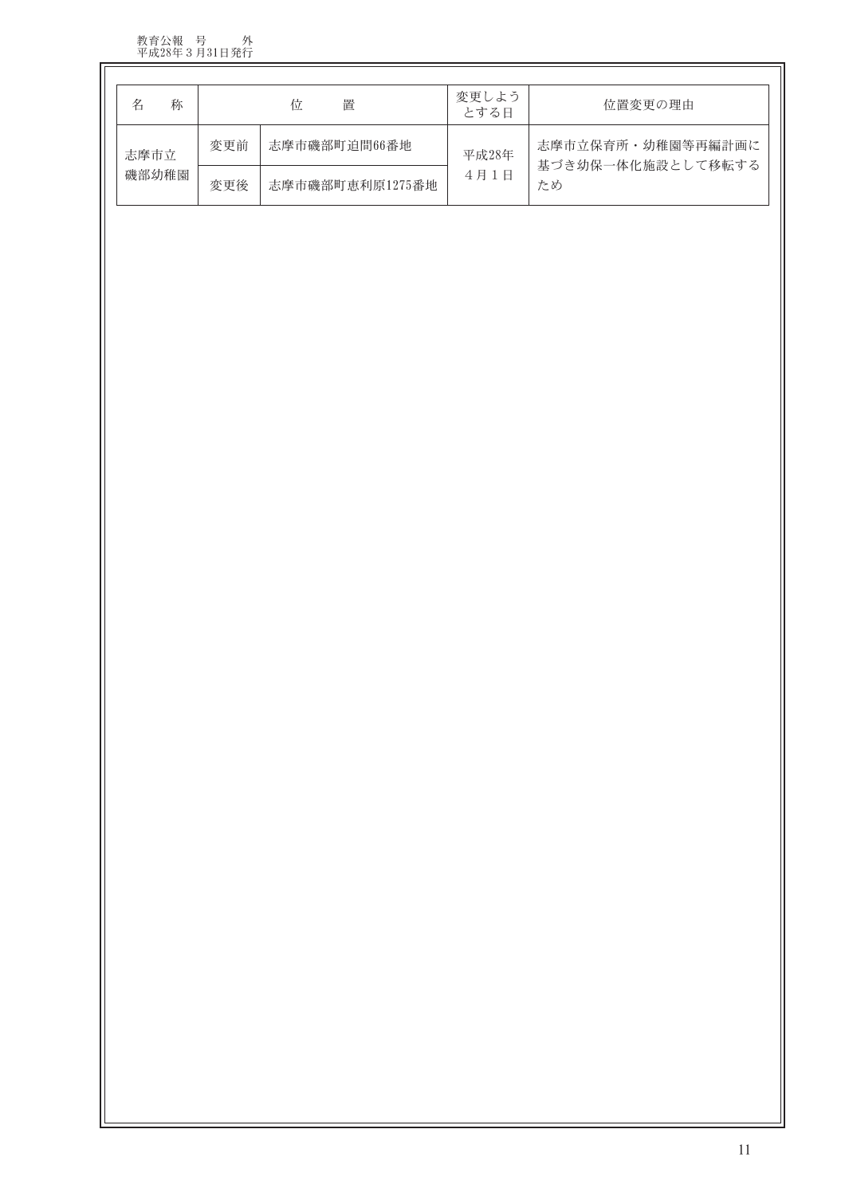| 名　　称 | 位　　置 | | 変更しようとする日 | 位置変更の理由 |
|---|---|---|---|---|
| 志摩市立磯部幼稚園 | 変更前 | 志摩市磯部町迫間66番地 | 平成28年4月1日 | 志摩市立保育所・幼稚園等再編計画に基づき幼保一体化施設として移転するため |
| | 変更後 | 志摩市磯部町恵利原1275番地 | | |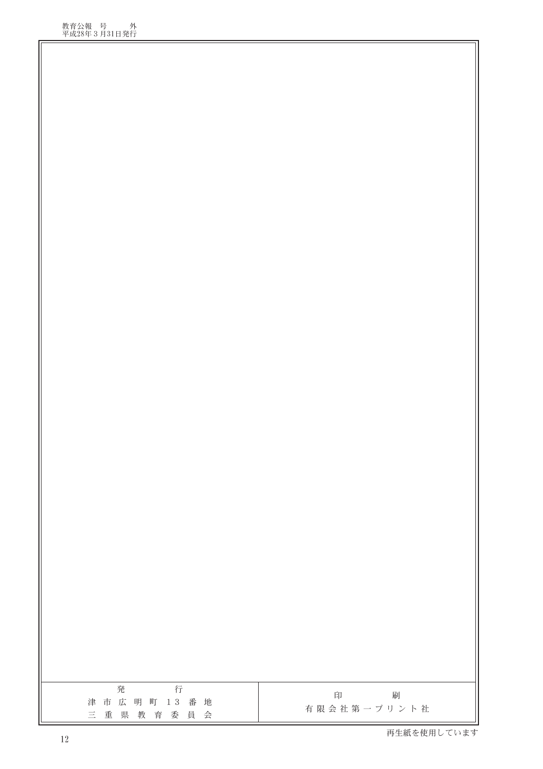| 発行 | 印刷 |
| --- | --- |
| 津市広明町13番地<br>三重県教育委員会 | 有限会社第一プリント社 |

再生紙を使用しています